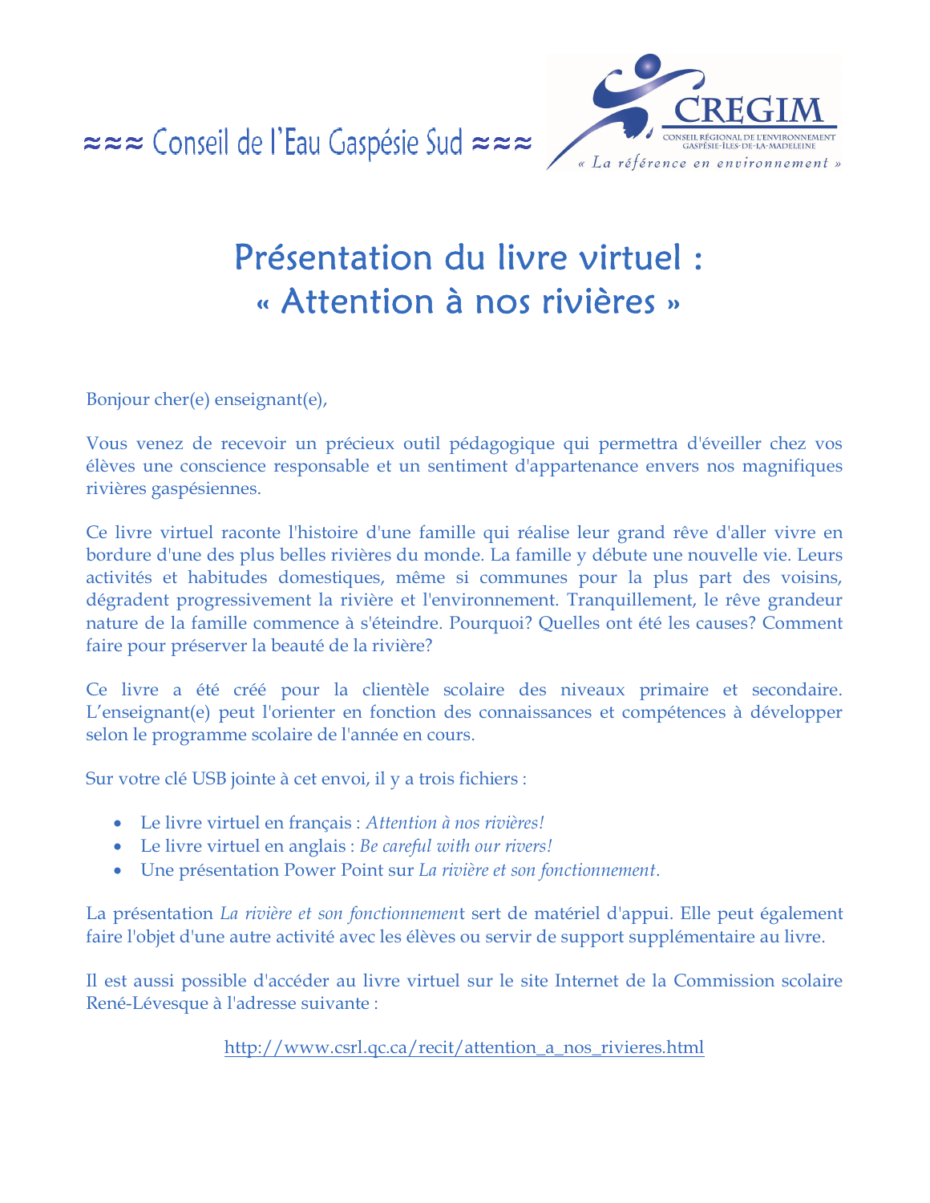≈≈≈ Conseil de l'Eau Gaspésie Sud ≈≈≈

CREGIM
CONSEIL RÉGIONAL DE L'ENVIRONNEMENT GASPÉSIE-ÎLES-DE-LA-MADELEINE
« La référence en environnement »

# Présentation du livre virtuel : « Attention à nos rivières »

Bonjour cher(e) enseignant(e),

Vous venez de recevoir un précieux outil pédagogique qui permettra d'éveiller chez vos élèves une conscience responsable et un sentiment d'appartenance envers nos magnifiques rivières gaspésiennes.

Ce livre virtuel raconte l'histoire d'une famille qui réalise leur grand rêve d'aller vivre en bordure d'une des plus belles rivières du monde. La famille y débute une nouvelle vie. Leurs activités et habitudes domestiques, même si communes pour la plus part des voisins, dégradent progressivement la rivière et l'environnement. Tranquillement, le rêve grandeur nature de la famille commence à s'éteindre. Pourquoi? Quelles ont été les causes? Comment faire pour préserver la beauté de la rivière?

Ce livre a été créé pour la clientèle scolaire des niveaux primaire et secondaire. L'enseignant(e) peut l'orienter en fonction des connaissances et compétences à développer selon le programme scolaire de l'année en cours.

Sur votre clé USB jointe à cet envoi, il y a trois fichiers :

- Le livre virtuel en français : *Attention à nos rivières!*
- Le livre virtuel en anglais : *Be careful with our rivers!*
- Une présentation Power Point sur *La rivière et son fonctionnement*.

La présentation *La rivière et son fonctionnement* sert de matériel d'appui. Elle peut également faire l'objet d'une autre activité avec les élèves ou servir de support supplémentaire au livre.

Il est aussi possible d'accéder au livre virtuel sur le site Internet de la Commission scolaire René-Lévesque à l'adresse suivante :

http://www.csrl.qc.ca/recit/attention_a_nos_rivieres.html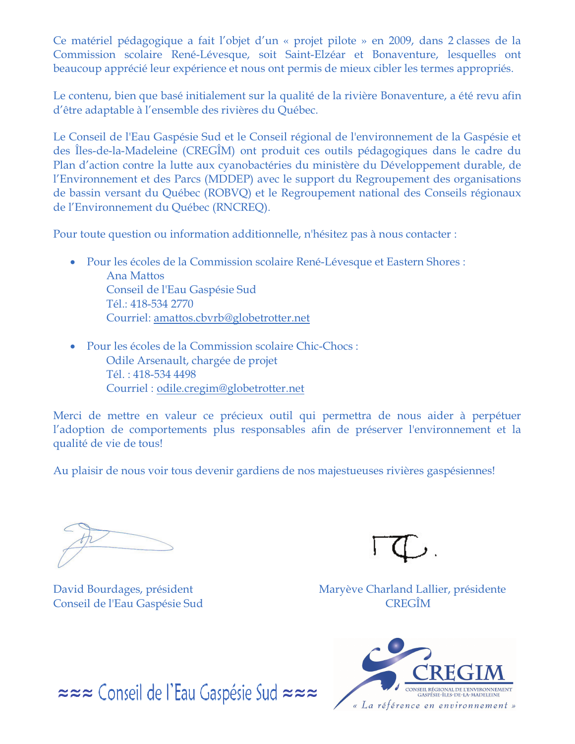Ce matériel pédagogique a fait l'objet d'un « projet pilote » en 2009, dans 2 classes de la Commission scolaire René-Lévesque, soit Saint-Elzéar et Bonaventure, lesquelles ont beaucoup apprécié leur expérience et nous ont permis de mieux cibler les termes appropriés.

Le contenu, bien que basé initialement sur la qualité de la rivière Bonaventure, a été revu afin d'être adaptable à l'ensemble des rivières du Québec.

Le Conseil de l'Eau Gaspésie Sud et le Conseil régional de l'environnement de la Gaspésie et des Îles-de-la-Madeleine (CREGÎM) ont produit ces outils pédagogiques dans le cadre du Plan d'action contre la lutte aux cyanobactéries du ministère du Développement durable, de l'Environnement et des Parcs (MDDEP) avec le support du Regroupement des organisations de bassin versant du Québec (ROBVQ) et le Regroupement national des Conseils régionaux de l'Environnement du Québec (RNCREQ).

Pour toute question ou information additionnelle, n'hésitez pas à nous contacter :

- Pour les écoles de la Commission scolaire René-Lévesque et Eastern Shores :
  Ana Mattos
  Conseil de l'Eau Gaspésie Sud
  Tél.: 418-534 2770
  Courriel: amattos.cbvrb@globetrotter.net

- Pour les écoles de la Commission scolaire Chic-Chocs :
  Odile Arsenault, chargée de projet
  Tél. : 418-534 4498
  Courriel : odile.cregim@globetrotter.net

Merci de mettre en valeur ce précieux outil qui permettra de nous aider à perpétuer l'adoption de comportements plus responsables afin de préserver l'environnement et la qualité de vie de tous!

Au plaisir de nous voir tous devenir gardiens de nos majestueuses rivières gaspésiennes!

David Bourdages, président
Conseil de l'Eau Gaspésie Sud

Maryève Charland Lallier, présidente
CREGÎM

≈≈≈ Conseil de l'Eau Gaspésie Sud ≈≈≈

CREGIM
CONSEIL RÉGIONAL DE L'ENVIRONNEMENT GASPÉSIE-ÎLES-DE-LA-MADELEINE
« La référence en environnement »